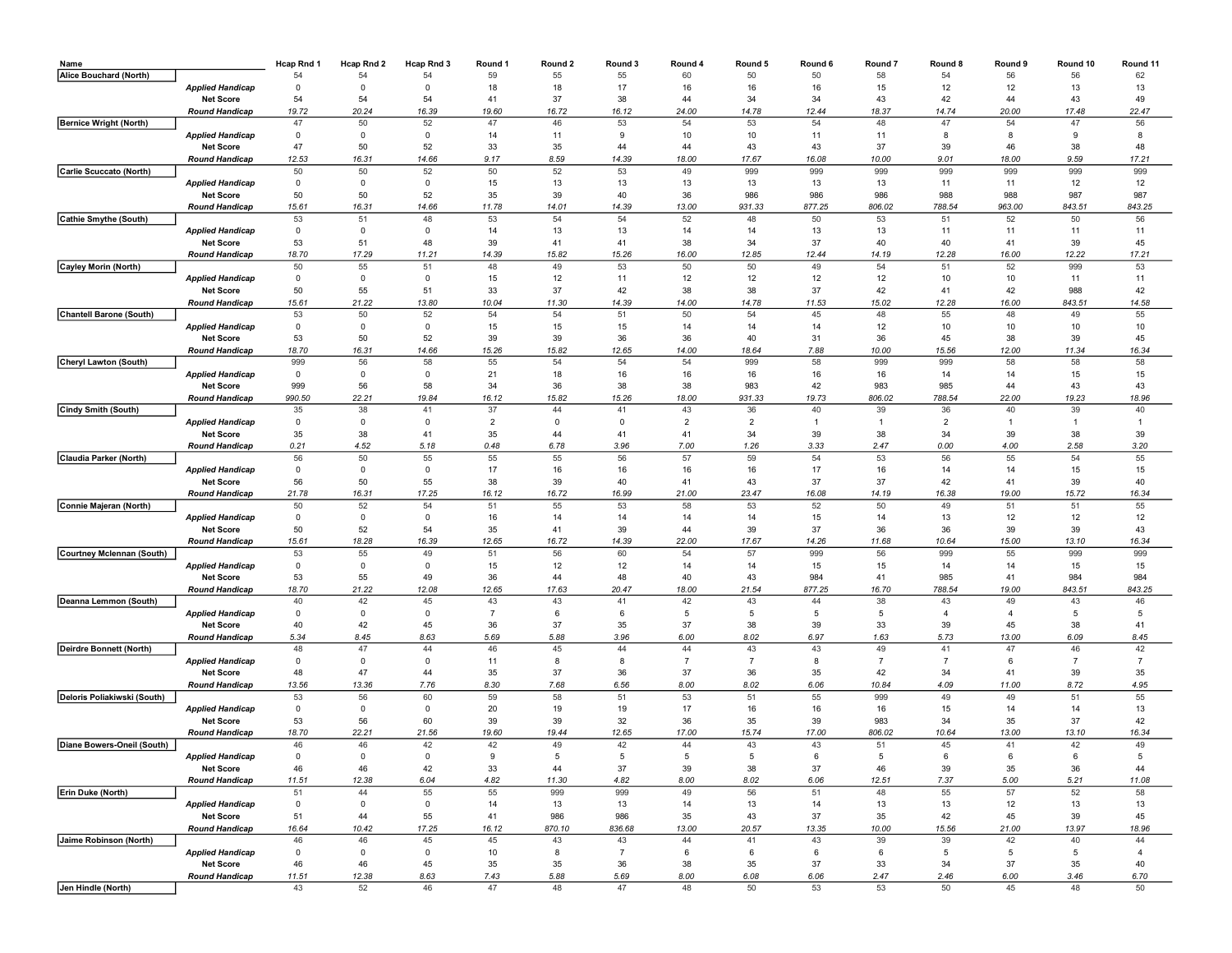| Name | | Hcap Rnd 1 | Hcap Rnd 2 | Hcap Rnd 3 | Round 1 | Round 2 | Round 3 | Round 4 | Round 5 | Round 6 | Round 7 | Round 8 | Round 9 | Round 10 | Round 11 |
|---|---|---|---|---|---|---|---|---|---|---|---|---|---|---|---|
| **Alice Bouchard (North)** | | 54 | 54 | 54 | 59 | 55 | 55 | 60 | 50 | 50 | 58 | 54 | 56 | 56 | 62 |
| | ***Applied Handicap*** | 0 | 0 | 0 | 18 | 18 | 17 | 16 | 16 | 16 | 15 | 12 | 12 | 13 | 13 |
| | **Net Score** | 54 | 54 | 54 | 41 | 37 | 38 | 44 | 34 | 34 | 43 | 42 | 44 | 43 | 49 |
| | ***Round Handicap*** | *19.72* | *20.24* | *16.39* | *19.60* | *16.72* | *16.12* | *24.00* | *14.78* | *12.44* | *18.37* | *14.74* | *20.00* | *17.48* | *22.47* |
| **Bernice Wright (North)** | | 47 | 50 | 52 | 47 | 46 | 53 | 54 | 53 | 54 | 48 | 47 | 54 | 47 | 56 |
| | ***Applied Handicap*** | 0 | 0 | 0 | 14 | 11 | 9 | 10 | 10 | 11 | 11 | 8 | 8 | 9 | 8 |
| | **Net Score** | 47 | 50 | 52 | 33 | 35 | 44 | 44 | 43 | 43 | 37 | 39 | 46 | 38 | 48 |
| | ***Round Handicap*** | *12.53* | *16.31* | *14.66* | *9.17* | *8.59* | *14.39* | *18.00* | *17.67* | *16.08* | *10.00* | *9.01* | *18.00* | *9.59* | *17.21* |
| **Carlie Scuccato (North)** | | 50 | 50 | 52 | 50 | 52 | 53 | 49 | 999 | 999 | 999 | 999 | 999 | 999 | 999 |
| | ***Applied Handicap*** | 0 | 0 | 0 | 15 | 13 | 13 | 13 | 13 | 13 | 13 | 11 | 11 | 12 | 12 |
| | **Net Score** | 50 | 50 | 52 | 35 | 39 | 40 | 36 | 986 | 986 | 986 | 988 | 988 | 987 | 987 |
| | ***Round Handicap*** | *15.61* | *16.31* | *14.66* | *11.78* | *14.01* | *14.39* | *13.00* | *931.33* | *877.25* | *806.02* | *788.54* | *963.00* | *843.51* | *843.25* |
| **Cathie Smythe (South)** | | 53 | 51 | 48 | 53 | 54 | 54 | 52 | 48 | 50 | 53 | 51 | 52 | 50 | 56 |
| | ***Applied Handicap*** | 0 | 0 | 0 | 14 | 13 | 13 | 14 | 14 | 13 | 13 | 11 | 11 | 11 | 11 |
| | **Net Score** | 53 | 51 | 48 | 39 | 41 | 41 | 38 | 34 | 37 | 40 | 40 | 41 | 39 | 45 |
| | ***Round Handicap*** | *18.70* | *17.29* | *11.21* | *14.39* | *15.82* | *15.26* | *16.00* | *12.85* | *12.44* | *14.19* | *12.28* | *16.00* | *12.22* | *17.21* |
| **Cayley Morin (North)** | | 50 | 55 | 51 | 48 | 49 | 53 | 50 | 50 | 49 | 54 | 51 | 52 | 999 | 53 |
| | ***Applied Handicap*** | 0 | 0 | 0 | 15 | 12 | 11 | 12 | 12 | 12 | 12 | 10 | 10 | 11 | 11 |
| | **Net Score** | 50 | 55 | 51 | 33 | 37 | 42 | 38 | 38 | 37 | 42 | 41 | 42 | 988 | 42 |
| | ***Round Handicap*** | *15.61* | *21.22* | *13.80* | *10.04* | *11.30* | *14.39* | *14.00* | *14.78* | *11.53* | *15.02* | *12.28* | *16.00* | *843.51* | *14.58* |
| **Chantell Barone (South)** | | 53 | 50 | 52 | 54 | 54 | 51 | 50 | 54 | 45 | 48 | 55 | 48 | 49 | 55 |
| | ***Applied Handicap*** | 0 | 0 | 0 | 15 | 15 | 15 | 14 | 14 | 14 | 12 | 10 | 10 | 10 | 10 |
| | **Net Score** | 53 | 50 | 52 | 39 | 39 | 36 | 36 | 40 | 31 | 36 | 45 | 38 | 39 | 45 |
| | ***Round Handicap*** | *18.70* | *16.31* | *14.66* | *15.26* | *15.82* | *12.65* | *14.00* | *18.64* | *7.88* | *10.00* | *15.56* | *12.00* | *11.34* | *16.34* |
| **Cheryl Lawton (South)** | | 999 | 56 | 58 | 55 | 54 | 54 | 54 | 999 | 58 | 999 | 999 | 58 | 58 | 58 |
| | ***Applied Handicap*** | 0 | 0 | 0 | 21 | 18 | 16 | 16 | 16 | 16 | 16 | 14 | 14 | 15 | 15 |
| | **Net Score** | 999 | 56 | 58 | 34 | 36 | 38 | 38 | 983 | 42 | 983 | 985 | 44 | 43 | 43 |
| | ***Round Handicap*** | *990.50* | *22.21* | *19.84* | *16.12* | *15.82* | *15.26* | *18.00* | *931.33* | *19.73* | *806.02* | *788.54* | *22.00* | *19.23* | *18.96* |
| **Cindy Smith (South)** | | 35 | 38 | 41 | 37 | 44 | 41 | 43 | 36 | 40 | 39 | 36 | 40 | 39 | 40 |
| | ***Applied Handicap*** | 0 | 0 | 0 | 2 | 0 | 0 | 2 | 2 | 1 | 1 | 2 | 1 | 1 | 1 |
| | **Net Score** | 35 | 38 | 41 | 35 | 44 | 41 | 41 | 34 | 39 | 38 | 34 | 39 | 38 | 39 |
| | ***Round Handicap*** | *0.21* | *4.52* | *5.18* | *0.48* | *6.78* | *3.96* | *7.00* | *1.26* | *3.33* | *2.47* | *0.00* | *4.00* | *2.58* | *3.20* |
| **Claudia Parker (North)** | | 56 | 50 | 55 | 55 | 55 | 56 | 57 | 59 | 54 | 53 | 56 | 55 | 54 | 55 |
| | ***Applied Handicap*** | 0 | 0 | 0 | 17 | 16 | 16 | 16 | 16 | 17 | 16 | 14 | 14 | 15 | 15 |
| | **Net Score** | 56 | 50 | 55 | 38 | 39 | 40 | 41 | 43 | 37 | 37 | 42 | 41 | 39 | 40 |
| | ***Round Handicap*** | *21.78* | *16.31* | *17.25* | *16.12* | *16.72* | *16.99* | *21.00* | *23.47* | *16.08* | *14.19* | *16.38* | *19.00* | *15.72* | *16.34* |
| **Connie Majeran (North)** | | 50 | 52 | 54 | 51 | 55 | 53 | 58 | 53 | 52 | 50 | 49 | 51 | 51 | 55 |
| | ***Applied Handicap*** | 0 | 0 | 0 | 16 | 14 | 14 | 14 | 14 | 15 | 14 | 13 | 12 | 12 | 12 |
| | **Net Score** | 50 | 52 | 54 | 35 | 41 | 39 | 44 | 39 | 37 | 36 | 36 | 39 | 39 | 43 |
| | ***Round Handicap*** | *15.61* | *18.28* | *16.39* | *12.65* | *16.72* | *14.39* | *22.00* | *17.67* | *14.26* | *11.68* | *10.64* | *15.00* | *13.10* | *16.34* |
| **Courtney Mclennan (South)** | | 53 | 55 | 49 | 51 | 56 | 60 | 54 | 57 | 999 | 56 | 999 | 55 | 999 | 999 |
| | ***Applied Handicap*** | 0 | 0 | 0 | 15 | 12 | 12 | 14 | 14 | 15 | 15 | 14 | 14 | 15 | 15 |
| | **Net Score** | 53 | 55 | 49 | 36 | 44 | 48 | 40 | 43 | 984 | 41 | 985 | 41 | 984 | 984 |
| | ***Round Handicap*** | *18.70* | *21.22* | *12.08* | *12.65* | *17.63* | *20.47* | *18.00* | *21.54* | *877.25* | *16.70* | *788.54* | *19.00* | *843.51* | *843.25* |
| **Deanna Lemmon (South)** | | 40 | 42 | 45 | 43 | 43 | 41 | 42 | 43 | 44 | 38 | 43 | 49 | 43 | 46 |
| | ***Applied Handicap*** | 0 | 0 | 0 | 7 | 6 | 6 | 5 | 5 | 5 | 5 | 4 | 4 | 5 | 5 |
| | **Net Score** | 40 | 42 | 45 | 36 | 37 | 35 | 37 | 38 | 39 | 33 | 39 | 45 | 38 | 41 |
| | ***Round Handicap*** | *5.34* | *8.45* | *8.63* | *5.69* | *5.88* | *3.96* | *6.00* | *8.02* | *6.97* | *1.63* | *5.73* | *13.00* | *6.09* | *8.45* |
| **Deirdre Bonnett (North)** | | 48 | 47 | 44 | 46 | 45 | 44 | 44 | 43 | 43 | 49 | 41 | 47 | 46 | 42 |
| | ***Applied Handicap*** | 0 | 0 | 0 | 11 | 8 | 8 | 7 | 7 | 8 | 7 | 7 | 6 | 7 | 7 |
| | **Net Score** | 48 | 47 | 44 | 35 | 37 | 36 | 37 | 36 | 35 | 42 | 34 | 41 | 39 | 35 |
| | ***Round Handicap*** | *13.56* | *13.36* | *7.76* | *8.30* | *7.68* | *6.56* | *8.00* | *8.02* | *6.06* | *10.84* | *4.09* | *11.00* | *8.72* | *4.95* |
| **Deloris Poliakiwski (South)** | | 53 | 56 | 60 | 59 | 58 | 51 | 53 | 51 | 55 | 999 | 49 | 49 | 51 | 55 |
| | ***Applied Handicap*** | 0 | 0 | 0 | 20 | 19 | 19 | 17 | 16 | 16 | 16 | 15 | 14 | 14 | 13 |
| | **Net Score** | 53 | 56 | 60 | 39 | 39 | 32 | 36 | 35 | 39 | 983 | 34 | 35 | 37 | 42 |
| | ***Round Handicap*** | *18.70* | *22.21* | *21.56* | *19.60* | *19.44* | *12.65* | *17.00* | *15.74* | *17.00* | *806.02* | *10.64* | *13.00* | *13.10* | *16.34* |
| **Diane Bowers-Oneil (South)** | | 46 | 46 | 42 | 42 | 49 | 42 | 44 | 43 | 43 | 51 | 45 | 41 | 42 | 49 |
| | ***Applied Handicap*** | 0 | 0 | 0 | 9 | 5 | 5 | 5 | 5 | 6 | 5 | 6 | 6 | 6 | 5 |
| | **Net Score** | 46 | 46 | 42 | 33 | 44 | 37 | 39 | 38 | 37 | 46 | 39 | 35 | 36 | 44 |
| | ***Round Handicap*** | *11.51* | *12.38* | *6.04* | *4.82* | *11.30* | *4.82* | *8.00* | *8.02* | *6.06* | *12.51* | *7.37* | *5.00* | *5.21* | *11.08* |
| **Erin Duke (North)** | | 51 | 44 | 55 | 55 | 999 | 999 | 49 | 56 | 51 | 48 | 55 | 57 | 52 | 58 |
| | ***Applied Handicap*** | 0 | 0 | 0 | 14 | 13 | 13 | 14 | 13 | 14 | 13 | 13 | 12 | 13 | 13 |
| | **Net Score** | 51 | 44 | 55 | 41 | 986 | 986 | 35 | 43 | 37 | 35 | 42 | 45 | 39 | 45 |
| | ***Round Handicap*** | *16.64* | *10.42* | *17.25* | *16.12* | *870.10* | *836.68* | *13.00* | *20.57* | *13.35* | *10.00* | *15.56* | *21.00* | *13.97* | *18.96* |
| **Jaime Robinson (North)** | | 46 | 46 | 45 | 45 | 43 | 43 | 44 | 41 | 43 | 39 | 39 | 42 | 40 | 44 |
| | ***Applied Handicap*** | 0 | 0 | 0 | 10 | 8 | 7 | 6 | 6 | 6 | 6 | 5 | 5 | 5 | 4 |
| | **Net Score** | 46 | 46 | 45 | 35 | 35 | 36 | 38 | 35 | 37 | 33 | 34 | 37 | 35 | 40 |
| | ***Round Handicap*** | *11.51* | *12.38* | *8.63* | *7.43* | *5.88* | *5.69* | *8.00* | *6.08* | *6.06* | *2.47* | *2.46* | *6.00* | *3.46* | *6.70* |
| **Jen Hindle (North)** | | 43 | 52 | 46 | 47 | 48 | 47 | 48 | 50 | 53 | 53 | 50 | 45 | 48 | 50 |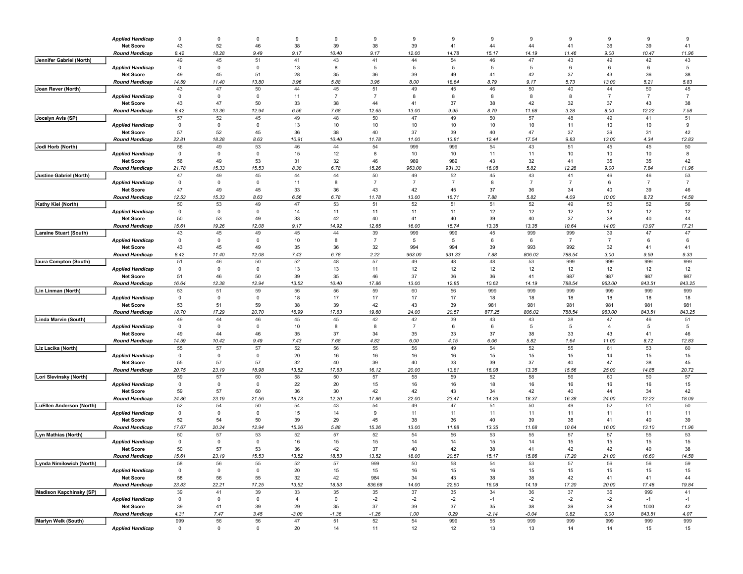| Name | Row | 1 | 2 | 3 | 4 | 5 | 6 | 7 | 8 | 9 | 10 | 11 | 12 | 13 | 14 |
|---|---|---|---|---|---|---|---|---|---|---|---|---|---|---|---|
| | *Applied Handicap* | 0 | 0 | 0 | 9 | 9 | 9 | 9 | 9 | 9 | 9 | 9 | 9 | 9 | 9 |
| | *Net Score* | 43 | 52 | 46 | 38 | 39 | 38 | 39 | 41 | 44 | 44 | 41 | 36 | 39 | 41 |
| | *Round Handicap* | 8.42 | 18.28 | 9.49 | 9.17 | 10.40 | 9.17 | 12.00 | 14.78 | 15.17 | 14.19 | 11.46 | 9.00 | 10.47 | 11.96 |
| Jennifer Gabriel (North) | | 49 | 45 | 51 | 41 | 43 | 41 | 44 | 54 | 46 | 47 | 43 | 49 | 42 | 43 |
| | *Applied Handicap* | 0 | 0 | 0 | 13 | 8 | 5 | 5 | 5 | 5 | 5 | 6 | 6 | 6 | 5 |
| | *Net Score* | 49 | 45 | 51 | 28 | 35 | 36 | 39 | 49 | 41 | 42 | 37 | 43 | 36 | 38 |
| | *Round Handicap* | 14.59 | 11.40 | 13.80 | 3.96 | 5.88 | 3.96 | 8.00 | 18.64 | 8.79 | 9.17 | 5.73 | 13.00 | 5.21 | 5.83 |
| Joan Rever (North) | | 43 | 47 | 50 | 44 | 45 | 51 | 49 | 45 | 46 | 50 | 40 | 44 | 50 | 45 |
| | *Applied Handicap* | 0 | 0 | 0 | 11 | 7 | 7 | 8 | 8 | 8 | 8 | 8 | 7 | 7 | 7 |
| | *Net Score* | 43 | 47 | 50 | 33 | 38 | 44 | 41 | 37 | 38 | 42 | 32 | 37 | 43 | 38 |
| | *Round Handicap* | 8.42 | 13.36 | 12.94 | 6.56 | 7.68 | 12.65 | 13.00 | 9.95 | 8.79 | 11.68 | 3.28 | 8.00 | 12.22 | 7.58 |
| Jocelyn Avis (SP) | | 57 | 52 | 45 | 49 | 48 | 50 | 47 | 49 | 50 | 57 | 48 | 49 | 41 | 51 |
| | *Applied Handicap* | 0 | 0 | 0 | 13 | 10 | 10 | 10 | 10 | 10 | 10 | 11 | 10 | 10 | 9 |
| | *Net Score* | 57 | 52 | 45 | 36 | 38 | 40 | 37 | 39 | 40 | 47 | 37 | 39 | 31 | 42 |
| | *Round Handicap* | 22.81 | 18.28 | 8.63 | 10.91 | 10.40 | 11.78 | 11.00 | 13.81 | 12.44 | 17.54 | 9.83 | 13.00 | 4.34 | 12.83 |
| Jodi Horb (North) | | 56 | 49 | 53 | 46 | 44 | 54 | 999 | 999 | 54 | 43 | 51 | 45 | 45 | 50 |
| | *Applied Handicap* | 0 | 0 | 0 | 15 | 12 | 8 | 10 | 10 | 11 | 11 | 10 | 10 | 10 | 8 |
| | *Net Score* | 56 | 49 | 53 | 31 | 32 | 46 | 989 | 989 | 43 | 32 | 41 | 35 | 35 | 42 |
| | *Round Handicap* | 21.78 | 15.33 | 15.53 | 8.30 | 6.78 | 15.26 | 963.00 | 931.33 | 16.08 | 5.82 | 12.28 | 9.00 | 7.84 | 11.96 |
| Justine Gabriel (North) | | 47 | 49 | 45 | 44 | 44 | 50 | 49 | 52 | 45 | 43 | 41 | 46 | 46 | 53 |
| | *Applied Handicap* | 0 | 0 | 0 | 11 | 8 | 7 | 7 | 7 | 8 | 7 | 7 | 6 | 7 | 7 |
| | *Net Score* | 47 | 49 | 45 | 33 | 36 | 43 | 42 | 45 | 37 | 36 | 34 | 40 | 39 | 46 |
| | *Round Handicap* | 12.53 | 15.33 | 8.63 | 6.56 | 6.78 | 11.78 | 13.00 | 16.71 | 7.88 | 5.82 | 4.09 | 10.00 | 8.72 | 14.58 |
| Kathy Kiel (North) | | 50 | 53 | 49 | 47 | 53 | 51 | 52 | 51 | 51 | 52 | 49 | 50 | 52 | 56 |
| | *Applied Handicap* | 0 | 0 | 0 | 14 | 11 | 11 | 11 | 11 | 12 | 12 | 12 | 12 | 12 | 12 |
| | *Net Score* | 50 | 53 | 49 | 33 | 42 | 40 | 41 | 40 | 39 | 40 | 37 | 38 | 40 | 44 |
| | *Round Handicap* | 15.61 | 19.26 | 12.08 | 9.17 | 14.92 | 12.65 | 16.00 | 15.74 | 13.35 | 13.35 | 10.64 | 14.00 | 13.97 | 17.21 |
| Laraine Stuart (South) | | 43 | 45 | 49 | 45 | 44 | 39 | 999 | 999 | 45 | 999 | 999 | 39 | 47 | 47 |
| | *Applied Handicap* | 0 | 0 | 0 | 10 | 8 | 7 | 5 | 5 | 6 | 6 | 7 | 7 | 6 | 6 |
| | *Net Score* | 43 | 45 | 49 | 35 | 36 | 32 | 994 | 994 | 39 | 993 | 992 | 32 | 41 | 41 |
| | *Round Handicap* | 8.42 | 11.40 | 12.08 | 7.43 | 6.78 | 2.22 | 963.00 | 931.33 | 7.88 | 806.02 | 788.54 | 3.00 | 9.59 | 9.33 |
| laura Compton (South) | | 51 | 46 | 50 | 52 | 48 | 57 | 49 | 48 | 48 | 53 | 999 | 999 | 999 | 999 |
| | *Applied Handicap* | 0 | 0 | 0 | 13 | 13 | 11 | 12 | 12 | 12 | 12 | 12 | 12 | 12 | 12 |
| | *Net Score* | 51 | 46 | 50 | 39 | 35 | 46 | 37 | 36 | 36 | 41 | 987 | 987 | 987 | 987 |
| | *Round Handicap* | 16.64 | 12.38 | 12.94 | 13.52 | 10.40 | 17.86 | 13.00 | 12.85 | 10.62 | 14.19 | 788.54 | 963.00 | 843.51 | 843.25 |
| Lin Linman (North) | | 53 | 51 | 59 | 56 | 56 | 59 | 60 | 56 | 999 | 999 | 999 | 999 | 999 | 999 |
| | *Applied Handicap* | 0 | 0 | 0 | 18 | 17 | 17 | 17 | 17 | 18 | 18 | 18 | 18 | 18 | 18 |
| | *Net Score* | 53 | 51 | 59 | 38 | 39 | 42 | 43 | 39 | 981 | 981 | 981 | 981 | 981 | 981 |
| | *Round Handicap* | 18.70 | 17.29 | 20.70 | 16.99 | 17.63 | 19.60 | 24.00 | 20.57 | 877.25 | 806.02 | 788.54 | 963.00 | 843.51 | 843.25 |
| Linda Marvin (South) | | 49 | 44 | 46 | 45 | 45 | 42 | 42 | 39 | 43 | 43 | 38 | 47 | 46 | 51 |
| | *Applied Handicap* | 0 | 0 | 0 | 10 | 8 | 8 | 7 | 6 | 6 | 5 | 5 | 4 | 5 | 5 |
| | *Net Score* | 49 | 44 | 46 | 35 | 37 | 34 | 35 | 33 | 37 | 38 | 33 | 43 | 41 | 46 |
| | *Round Handicap* | 14.59 | 10.42 | 9.49 | 7.43 | 7.68 | 4.82 | 6.00 | 4.15 | 6.06 | 5.82 | 1.64 | 11.00 | 8.72 | 12.83 |
| Liz Lacika (North) | | 55 | 57 | 57 | 52 | 56 | 55 | 56 | 49 | 54 | 52 | 55 | 61 | 53 | 60 |
| | *Applied Handicap* | 0 | 0 | 0 | 20 | 16 | 16 | 16 | 16 | 15 | 15 | 15 | 14 | 15 | 15 |
| | *Net Score* | 55 | 57 | 57 | 32 | 40 | 39 | 40 | 33 | 39 | 37 | 40 | 47 | 38 | 45 |
| | *Round Handicap* | 20.75 | 23.19 | 18.98 | 13.52 | 17.63 | 16.12 | 20.00 | 13.81 | 16.08 | 13.35 | 15.56 | 25.00 | 14.85 | 20.72 |
| Lori Slevinsky (North) | | 59 | 57 | 60 | 58 | 50 | 57 | 58 | 59 | 52 | 58 | 56 | 60 | 50 | 57 |
| | *Applied Handicap* | 0 | 0 | 0 | 22 | 20 | 15 | 16 | 16 | 18 | 16 | 16 | 16 | 16 | 15 |
| | *Net Score* | 59 | 57 | 60 | 36 | 30 | 42 | 42 | 43 | 34 | 42 | 40 | 44 | 34 | 42 |
| | *Round Handicap* | 24.86 | 23.19 | 21.56 | 18.73 | 12.20 | 17.86 | 22.00 | 23.47 | 14.26 | 18.37 | 16.38 | 24.00 | 12.22 | 18.09 |
| LuEllen Anderson (North) | | 52 | 54 | 50 | 54 | 43 | 54 | 49 | 47 | 51 | 50 | 49 | 52 | 51 | 50 |
| | *Applied Handicap* | 0 | 0 | 0 | 15 | 14 | 9 | 11 | 11 | 11 | 11 | 11 | 11 | 11 | 11 |
| | *Net Score* | 52 | 54 | 50 | 39 | 29 | 45 | 38 | 36 | 40 | 39 | 38 | 41 | 40 | 39 |
| | *Round Handicap* | 17.67 | 20.24 | 12.94 | 15.26 | 5.88 | 15.26 | 13.00 | 11.88 | 13.35 | 11.68 | 10.64 | 16.00 | 13.10 | 11.96 |
| Lyn Mathias (North) | | 50 | 57 | 53 | 52 | 57 | 52 | 54 | 56 | 53 | 55 | 57 | 57 | 55 | 53 |
| | *Applied Handicap* | 0 | 0 | 0 | 16 | 15 | 15 | 14 | 14 | 15 | 14 | 15 | 15 | 15 | 15 |
| | *Net Score* | 50 | 57 | 53 | 36 | 42 | 37 | 40 | 42 | 38 | 41 | 42 | 42 | 40 | 38 |
| | *Round Handicap* | 15.61 | 23.19 | 15.53 | 13.52 | 18.53 | 13.52 | 18.00 | 20.57 | 15.17 | 15.86 | 17.20 | 21.00 | 16.60 | 14.58 |
| Lynda Nimilowich (North) | | 58 | 56 | 55 | 52 | 57 | 999 | 50 | 58 | 54 | 53 | 57 | 56 | 56 | 59 |
| | *Applied Handicap* | 0 | 0 | 0 | 20 | 15 | 15 | 16 | 15 | 16 | 15 | 15 | 15 | 15 | 15 |
| | *Net Score* | 58 | 56 | 55 | 32 | 42 | 984 | 34 | 43 | 38 | 38 | 42 | 41 | 41 | 44 |
| | *Round Handicap* | 23.83 | 22.21 | 17.25 | 13.52 | 18.53 | 836.68 | 14.00 | 22.50 | 16.08 | 14.19 | 17.20 | 20.00 | 17.48 | 19.84 |
| Madison Kapchinsky (SP) | | 39 | 41 | 39 | 33 | 35 | 35 | 37 | 35 | 34 | 36 | 37 | 36 | 999 | 41 |
| | *Applied Handicap* | 0 | 0 | 0 | 4 | 0 | -2 | -2 | -2 | -1 | -2 | -2 | -2 | -1 | -1 |
| | *Net Score* | 39 | 41 | 39 | 29 | 35 | 37 | 39 | 37 | 35 | 38 | 39 | 38 | 1000 | 42 |
| | *Round Handicap* | 4.31 | 7.47 | 3.45 | -3.00 | -1.36 | -1.26 | 1.00 | 0.29 | -2.14 | -0.04 | 0.82 | 0.00 | 843.51 | 4.07 |
| Marlyn Welk (South) | | 999 | 56 | 56 | 47 | 51 | 52 | 54 | 999 | 55 | 999 | 999 | 999 | 999 | 999 |
| | *Applied Handicap* | 0 | 0 | 0 | 20 | 14 | 11 | 12 | 12 | 13 | 13 | 14 | 14 | 15 | 15 |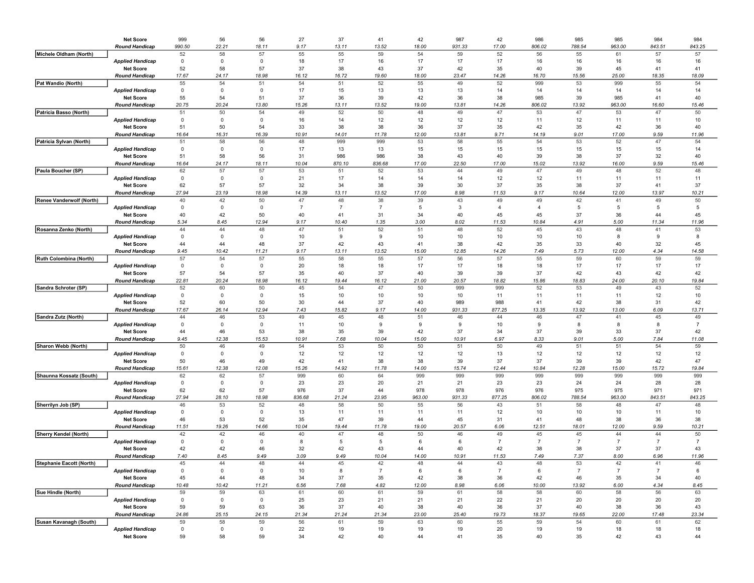| | | | | | | | | | | | | | | | |
|---|---|---|---|---|---|---|---|---|---|---|---|---|---|---|---|
| | **Net Score** | 999 | 56 | 56 | 27 | 37 | 41 | 42 | 987 | 42 | 986 | 985 | 985 | 984 | 984 |
| | ***Round Handicap*** | *990.50* | *22.21* | *18.11* | *9.17* | *13.11* | *13.52* | *18.00* | *931.33* | *17.00* | *806.02* | *788.54* | *963.00* | *843.51* | *843.25* |
| **Michele Oldham (North)** | | 52 | 58 | 57 | 55 | 55 | 59 | 54 | 59 | 52 | 56 | 55 | 61 | 57 | 57 |
| | ***Applied Handicap*** | 0 | 0 | 0 | 18 | 17 | 16 | 17 | 17 | 17 | 16 | 16 | 16 | 16 | 16 |
| | **Net Score** | 52 | 58 | 57 | 37 | 38 | 43 | 37 | 42 | 35 | 40 | 39 | 45 | 41 | 41 |
| | ***Round Handicap*** | *17.67* | *24.17* | *18.98* | *16.12* | *16.72* | *19.60* | *18.00* | *23.47* | *14.26* | *16.70* | *15.56* | *25.00* | *18.35* | *18.09* |
| **Pat Wandio (North)** | | 55 | 54 | 51 | 54 | 51 | 52 | 55 | 49 | 52 | 999 | 53 | 999 | 55 | 54 |
| | ***Applied Handicap*** | 0 | 0 | 0 | 17 | 15 | 13 | 13 | 13 | 14 | 14 | 14 | 14 | 14 | 14 |
| | **Net Score** | 55 | 54 | 51 | 37 | 36 | 39 | 42 | 36 | 38 | 985 | 39 | 985 | 41 | 40 |
| | ***Round Handicap*** | *20.75* | *20.24* | *13.80* | *15.26* | *13.11* | *13.52* | *19.00* | *13.81* | *14.26* | *806.02* | *13.92* | *963.00* | *16.60* | *15.46* |
| **Patricia Basso (North)** | | 51 | 50 | 54 | 49 | 52 | 50 | 48 | 49 | 47 | 53 | 47 | 53 | 47 | 50 |
| | ***Applied Handicap*** | 0 | 0 | 0 | 16 | 14 | 12 | 12 | 12 | 12 | 11 | 12 | 11 | 11 | 10 |
| | **Net Score** | 51 | 50 | 54 | 33 | 38 | 38 | 36 | 37 | 35 | 42 | 35 | 42 | 36 | 40 |
| | ***Round Handicap*** | *16.64* | *16.31* | *16.39* | *10.91* | *14.01* | *11.78* | *12.00* | *13.81* | *9.71* | *14.19* | *9.01* | *17.00* | *9.59* | *11.96* |
| **Patricia Sylvan (North)** | | 51 | 58 | 56 | 48 | 999 | 999 | 53 | 58 | 55 | 54 | 53 | 52 | 47 | 54 |
| | ***Applied Handicap*** | 0 | 0 | 0 | 17 | 13 | 13 | 15 | 15 | 15 | 15 | 15 | 15 | 15 | 14 |
| | **Net Score** | 51 | 58 | 56 | 31 | 986 | 986 | 38 | 43 | 40 | 39 | 38 | 37 | 32 | 40 |
| | ***Round Handicap*** | *16.64* | *24.17* | *18.11* | *10.04* | *870.10* | *836.68* | *17.00* | *22.50* | *17.00* | *15.02* | *13.92* | *16.00* | *9.59* | *15.46* |
| **Paula Boucher (SP)** | | 62 | 57 | 57 | 53 | 51 | 52 | 53 | 44 | 49 | 47 | 49 | 48 | 52 | 48 |
| | ***Applied Handicap*** | 0 | 0 | 0 | 21 | 17 | 14 | 14 | 14 | 12 | 12 | 11 | 11 | 11 | 11 |
| | **Net Score** | 62 | 57 | 57 | 32 | 34 | 38 | 39 | 30 | 37 | 35 | 38 | 37 | 41 | 37 |
| | ***Round Handicap*** | *27.94* | *23.19* | *18.98* | *14.39* | *13.11* | *13.52* | *17.00* | *8.98* | *11.53* | *9.17* | *10.64* | *12.00* | *13.97* | *10.21* |
| **Renee Vanderwolf (North)** | | 40 | 42 | 50 | 47 | 48 | 38 | 39 | 43 | 49 | 49 | 42 | 41 | 49 | 50 |
| | ***Applied Handicap*** | 0 | 0 | 0 | 7 | 7 | 7 | 5 | 3 | 4 | 4 | 5 | 5 | 5 | 5 |
| | **Net Score** | 40 | 42 | 50 | 40 | 41 | 31 | 34 | 40 | 45 | 45 | 37 | 36 | 44 | 45 |
| | ***Round Handicap*** | *5.34* | *8.45* | *12.94* | *9.17* | *10.40* | *1.35* | *3.00* | *8.02* | *11.53* | *10.84* | *4.91* | *5.00* | *11.34* | *11.96* |
| **Rosanna Zenko (North)** | | 44 | 44 | 48 | 47 | 51 | 52 | 51 | 48 | 52 | 45 | 43 | 48 | 41 | 53 |
| | ***Applied Handicap*** | 0 | 0 | 0 | 10 | 9 | 9 | 10 | 10 | 10 | 10 | 10 | 8 | 9 | 8 |
| | **Net Score** | 44 | 44 | 48 | 37 | 42 | 43 | 41 | 38 | 42 | 35 | 33 | 40 | 32 | 45 |
| | ***Round Handicap*** | *9.45* | *10.42* | *11.21* | *9.17* | *13.11* | *13.52* | *15.00* | *12.85* | *14.26* | *7.49* | *5.73* | *12.00* | *4.34* | *14.58* |
| **Ruth Colombina (North)** | | 57 | 54 | 57 | 55 | 58 | 55 | 57 | 56 | 57 | 55 | 59 | 60 | 59 | 59 |
| | ***Applied Handicap*** | 0 | 0 | 0 | 20 | 18 | 18 | 17 | 17 | 18 | 18 | 17 | 17 | 17 | 17 |
| | **Net Score** | 57 | 54 | 57 | 35 | 40 | 37 | 40 | 39 | 39 | 37 | 42 | 43 | 42 | 42 |
| | ***Round Handicap*** | *22.81* | *20.24* | *18.98* | *16.12* | *19.44* | *16.12* | *21.00* | *20.57* | *18.82* | *15.86* | *18.83* | *24.00* | *20.10* | *19.84* |
| **Sandra Schroter (SP)** | | 52 | 60 | 50 | 45 | 54 | 47 | 50 | 999 | 999 | 52 | 53 | 49 | 43 | 52 |
| | ***Applied Handicap*** | 0 | 0 | 0 | 15 | 10 | 10 | 10 | 10 | 11 | 11 | 11 | 11 | 12 | 10 |
| | **Net Score** | 52 | 60 | 50 | 30 | 44 | 37 | 40 | 989 | 988 | 41 | 42 | 38 | 31 | 42 |
| | ***Round Handicap*** | *17.67* | *26.14* | *12.94* | *7.43* | *15.82* | *9.17* | *14.00* | *931.33* | *877.25* | *13.35* | *13.92* | *13.00* | *6.09* | *13.71* |
| **Sandra Zutz (North)** | | 44 | 46 | 53 | 49 | 45 | 48 | 51 | 46 | 44 | 46 | 47 | 41 | 45 | 49 |
| | ***Applied Handicap*** | 0 | 0 | 0 | 11 | 10 | 9 | 9 | 9 | 10 | 9 | 8 | 8 | 8 | 7 |
| | **Net Score** | 44 | 46 | 53 | 38 | 35 | 39 | 42 | 37 | 34 | 37 | 39 | 33 | 37 | 42 |
| | ***Round Handicap*** | *9.45* | *12.38* | *15.53* | *10.91* | *7.68* | *10.04* | *15.00* | *10.91* | *6.97* | *8.33* | *9.01* | *5.00* | *7.84* | *11.08* |
| **Sharon Webb (North)** | | 50 | 46 | 49 | 54 | 53 | 50 | 50 | 51 | 50 | 49 | 51 | 51 | 54 | 59 |
| | ***Applied Handicap*** | 0 | 0 | 0 | 12 | 12 | 12 | 12 | 12 | 13 | 12 | 12 | 12 | 12 | 12 |
| | **Net Score** | 50 | 46 | 49 | 42 | 41 | 38 | 38 | 39 | 37 | 37 | 39 | 39 | 42 | 47 |
| | ***Round Handicap*** | *15.61* | *12.38* | *12.08* | *15.26* | *14.92* | *11.78* | *14.00* | *15.74* | *12.44* | *10.84* | *12.28* | *15.00* | *15.72* | *19.84* |
| **Shaunna Kossatz (South)** | | 62 | 62 | 57 | 999 | 60 | 64 | 999 | 999 | 999 | 999 | 999 | 999 | 999 | 999 |
| | ***Applied Handicap*** | 0 | 0 | 0 | 23 | 23 | 20 | 21 | 21 | 23 | 23 | 24 | 24 | 28 | 28 |
| | **Net Score** | 62 | 62 | 57 | 976 | 37 | 44 | 978 | 978 | 976 | 976 | 975 | 975 | 971 | 971 |
| | ***Round Handicap*** | *27.94* | *28.10* | *18.98* | *836.68* | *21.24* | *23.95* | *963.00* | *931.33* | *877.25* | *806.02* | *788.54* | *963.00* | *843.51* | *843.25* |
| **Sherrilyn Job (SP)** | | 46 | 53 | 52 | 48 | 58 | 50 | 55 | 56 | 43 | 51 | 58 | 48 | 47 | 48 |
| | ***Applied Handicap*** | 0 | 0 | 0 | 13 | 11 | 11 | 11 | 11 | 12 | 10 | 10 | 10 | 11 | 10 |
| | **Net Score** | 46 | 53 | 52 | 35 | 47 | 39 | 44 | 45 | 31 | 41 | 48 | 38 | 36 | 38 |
| | ***Round Handicap*** | *11.51* | *19.26* | *14.66* | *10.04* | *19.44* | *11.78* | *19.00* | *20.57* | *6.06* | *12.51* | *18.01* | *12.00* | *9.59* | *10.21* |
| **Sherry Kendel (North)** | | 42 | 42 | 46 | 40 | 47 | 48 | 50 | 46 | 49 | 45 | 45 | 44 | 44 | 50 |
| | ***Applied Handicap*** | 0 | 0 | 0 | 8 | 5 | 5 | 6 | 6 | 7 | 7 | 7 | 7 | 7 | 7 |
| | **Net Score** | 42 | 42 | 46 | 32 | 42 | 43 | 44 | 40 | 42 | 38 | 38 | 37 | 37 | 43 |
| | ***Round Handicap*** | *7.40* | *8.45* | *9.49* | *3.09* | *9.49* | *10.04* | *14.00* | *10.91* | *11.53* | *7.49* | *7.37* | *8.00* | *6.96* | *11.96* |
| **Stephanie Eacott (North)** | | 45 | 44 | 48 | 44 | 45 | 42 | 48 | 44 | 43 | 48 | 53 | 42 | 41 | 46 |
| | ***Applied Handicap*** | 0 | 0 | 0 | 10 | 8 | 7 | 6 | 6 | 7 | 6 | 7 | 7 | 7 | 6 |
| | **Net Score** | 45 | 44 | 48 | 34 | 37 | 35 | 42 | 38 | 36 | 42 | 46 | 35 | 34 | 40 |
| | ***Round Handicap*** | *10.48* | *10.42* | *11.21* | *6.56* | *7.68* | *4.82* | *12.00* | *8.98* | *6.06* | *10.00* | *13.92* | *6.00* | *4.34* | *8.45* |
| **Sue Hindle (North)** | | 59 | 59 | 63 | 61 | 60 | 61 | 59 | 61 | 58 | 58 | 60 | 58 | 56 | 63 |
| | ***Applied Handicap*** | 0 | 0 | 0 | 25 | 23 | 21 | 21 | 21 | 22 | 21 | 20 | 20 | 20 | 20 |
| | **Net Score** | 59 | 59 | 63 | 36 | 37 | 40 | 38 | 40 | 36 | 37 | 40 | 38 | 36 | 43 |
| | ***Round Handicap*** | *24.86* | *25.15* | *24.15* | *21.34* | *21.24* | *21.34* | *23.00* | *25.40* | *19.73* | *18.37* | *19.65* | *22.00* | *17.48* | *23.34* |
| **Susan Kavanagh (South)** | | 59 | 58 | 59 | 56 | 61 | 59 | 63 | 60 | 55 | 59 | 54 | 60 | 61 | 62 |
| | ***Applied Handicap*** | 0 | 0 | 0 | 22 | 19 | 19 | 19 | 19 | 20 | 19 | 19 | 18 | 18 | 18 |
| | **Net Score** | 59 | 58 | 59 | 34 | 42 | 40 | 44 | 41 | 35 | 40 | 35 | 42 | 43 | 44 |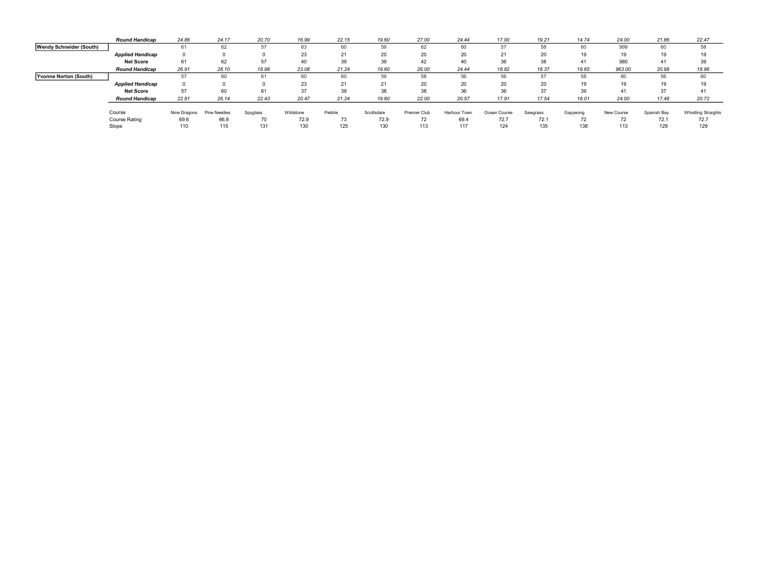| | | Nine Dragons | Pine Needles | Spyglass | Wildstone | Pebble | Scottsdale | Premier Club | Harbour Town | Ocean Course | Sawgrass | Gapyeong | New Course | Spanish Bay | Whistling Straights |
|---|---|---|---|---|---|---|---|---|---|---|---|---|---|---|---|
| | ***Round Handicap*** | *24.86* | *24.17* | *20.70* | *16.99* | *22.15* | *19.60* | *27.00* | *24.44* | *17.00* | *19.21* | *14.74* | *24.00* | *21.86* | *22.47* |
| **Wendy Schneider (South)** | | 61 | 62 | 57 | 63 | 60 | 59 | 62 | 60 | 57 | 58 | 60 | 999 | 60 | 58 |
| | ***Applied Handicap*** | 0 | 0 | 0 | 23 | 21 | 20 | 20 | 20 | 21 | 20 | 19 | 19 | 19 | 19 |
| | **Net Score** | 61 | 62 | 57 | 40 | 39 | 39 | 42 | 40 | 36 | 38 | 41 | 980 | 41 | 39 |
| | ***Round Handicap*** | *26.91* | *28.10* | *18.98* | *23.08* | *21.24* | *19.60* | *26.00* | *24.44* | *18.82* | *18.37* | *19.65* | *963.00* | *20.98* | *18.96* |
| **Yvonne Norton (South)** | | 57 | 60 | 61 | 60 | 60 | 59 | 58 | 56 | 56 | 57 | 58 | 60 | 56 | 60 |
| | ***Applied Handicap*** | 0 | 0 | 0 | 23 | 21 | 21 | 20 | 20 | 20 | 20 | 19 | 19 | 19 | 19 |
| | **Net Score** | 57 | 60 | 61 | 37 | 39 | 38 | 38 | 36 | 36 | 37 | 39 | 41 | 37 | 41 |
| | ***Round Handicap*** | *22.81* | *26.14* | *22.43* | *20.47* | *21.24* | *19.60* | *22.00* | *20.57* | *17.91* | *17.54* | *18.01* | *24.00* | *17.48* | *20.72* |

| | Nine Dragons | Pine Needles | Spyglass | Wildstone | Pebble | Scottsdale | Premier Club | Harbour Town | Ocean Course | Sawgrass | Gapyeong | New Course | Spanish Bay | Whistling Straights |
|---|---|---|---|---|---|---|---|---|---|---|---|---|---|---|
| Course | Nine Dragons | Pine Needles | Spyglass | Wildstone | Pebble | Scottsdale | Premier Club | Harbour Town | Ocean Course | Sawgrass | Gapyeong | New Course | Spanish Bay | Whistling Straights |
| Course Rating | 69.6 | 66.8 | 70 | 72.9 | 73 | 72.9 | 72 | 69.4 | 72.7 | 72.1 | 72 | 72 | 72.1 | 72.7 |
| Slope | 110 | 115 | 131 | 130 | 125 | 130 | 113 | 117 | 124 | 135 | 138 | 113 | 129 | 129 |